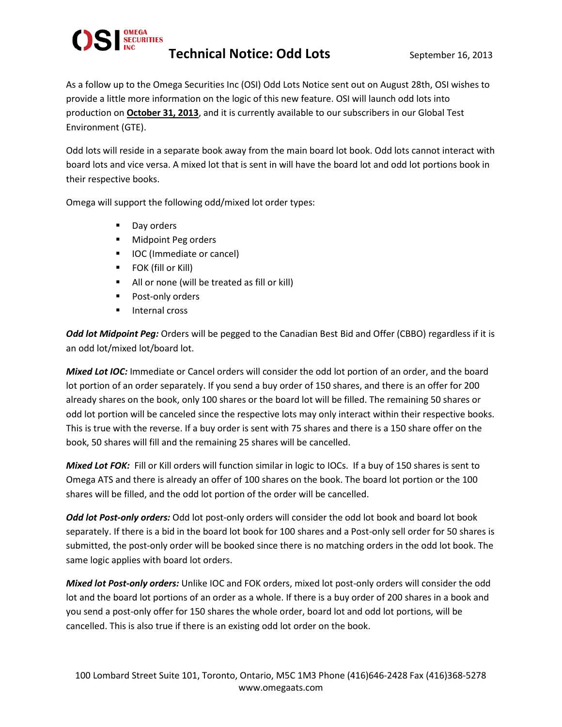# Technical Notice: Odd Lots

September 16, 2013

As a follow up to the Omega Securities Inc (OSI) Odd Lots Notice sent out on August 28th, OSI wishes to provide a little more information on the logic of this new feature. OSI will launch odd lots into production on **October 31, 2013**, and it is currently available to our subscribers in our Global Test Environment (GTE).

Odd lots will reside in a separate book away from the main board lot book. Odd lots cannot interact with board lots and vice versa. A mixed lot that is sent in will have the board lot and odd lot portions book in their respective books.

Omega will support the following odd/mixed lot order types:

- Day orders
- Midpoint Peg orders
- IOC (Immediate or cancel)
- FOK (fill or Kill)
- All or none (will be treated as fill or kill)
- Post-only orders
- Internal cross

***Odd lot Midpoint Peg:*** Orders will be pegged to the Canadian Best Bid and Offer (CBBO) regardless if it is an odd lot/mixed lot/board lot.

***Mixed Lot IOC:*** Immediate or Cancel orders will consider the odd lot portion of an order, and the board lot portion of an order separately. If you send a buy order of 150 shares, and there is an offer for 200 already shares on the book, only 100 shares or the board lot will be filled. The remaining 50 shares or odd lot portion will be canceled since the respective lots may only interact within their respective books. This is true with the reverse. If a buy order is sent with 75 shares and there is a 150 share offer on the book, 50 shares will fill and the remaining 25 shares will be cancelled.

***Mixed Lot FOK:*** Fill or Kill orders will function similar in logic to IOCs. If a buy of 150 shares is sent to Omega ATS and there is already an offer of 100 shares on the book. The board lot portion or the 100 shares will be filled, and the odd lot portion of the order will be cancelled.

***Odd lot Post-only orders:*** Odd lot post-only orders will consider the odd lot book and board lot book separately. If there is a bid in the board lot book for 100 shares and a Post-only sell order for 50 shares is submitted, the post-only order will be booked since there is no matching orders in the odd lot book. The same logic applies with board lot orders.

***Mixed lot Post-only orders:*** Unlike IOC and FOK orders, mixed lot post-only orders will consider the odd lot and the board lot portions of an order as a whole. If there is a buy order of 200 shares in a book and you send a post-only offer for 150 shares the whole order, board lot and odd lot portions, will be cancelled. This is also true if there is an existing odd lot order on the book.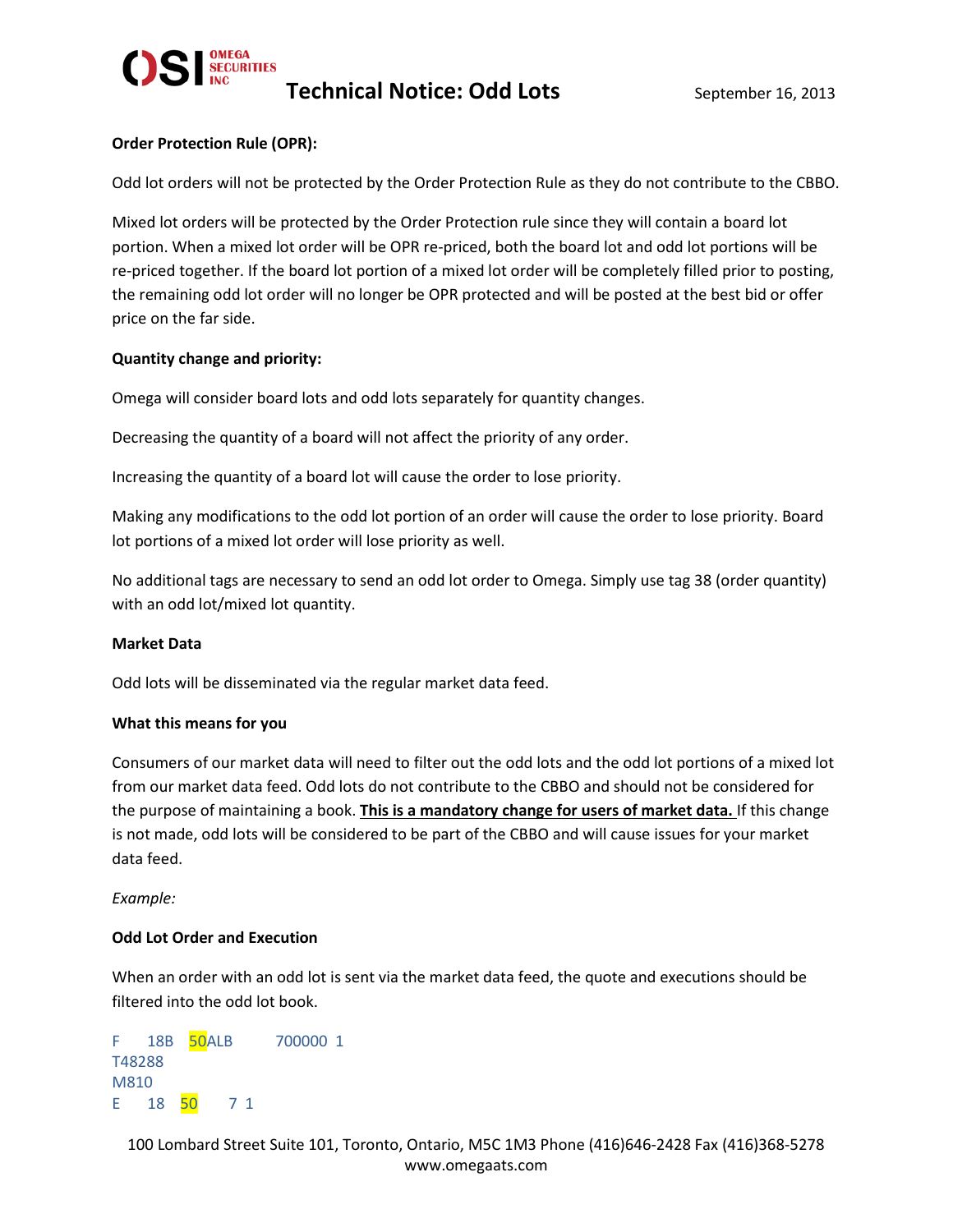**Order Protection Rule (OPR):**

Odd lot orders will not be protected by the Order Protection Rule as they do not contribute to the CBBO.

Mixed lot orders will be protected by the Order Protection rule since they will contain a board lot portion. When a mixed lot order will be OPR re-priced, both the board lot and odd lot portions will be re-priced together. If the board lot portion of a mixed lot order will be completely filled prior to posting, the remaining odd lot order will no longer be OPR protected and will be posted at the best bid or offer price on the far side.

**Quantity change and priority:**

Omega will consider board lots and odd lots separately for quantity changes.

Decreasing the quantity of a board will not affect the priority of any order.

Increasing the quantity of a board lot will cause the order to lose priority.

Making any modifications to the odd lot portion of an order will cause the order to lose priority. Board lot portions of a mixed lot order will lose priority as well.

No additional tags are necessary to send an odd lot order to Omega. Simply use tag 38 (order quantity) with an odd lot/mixed lot quantity.

**Market Data**

Odd lots will be disseminated via the regular market data feed.

**What this means for you**

Consumers of our market data will need to filter out the odd lots and the odd lot portions of a mixed lot from our market data feed. Odd lots do not contribute to the CBBO and should not be considered for the purpose of maintaining a book. **This is a mandatory change for users of market data.** If this change is not made, odd lots will be considered to be part of the CBBO and will cause issues for your market data feed.

*Example:*

**Odd Lot Order and Execution**

When an order with an odd lot is sent via the market data feed, the quote and executions should be filtered into the odd lot book.

```
F    18B   50ALB       700000  1
T48288
M810
E    18   50     7  1
```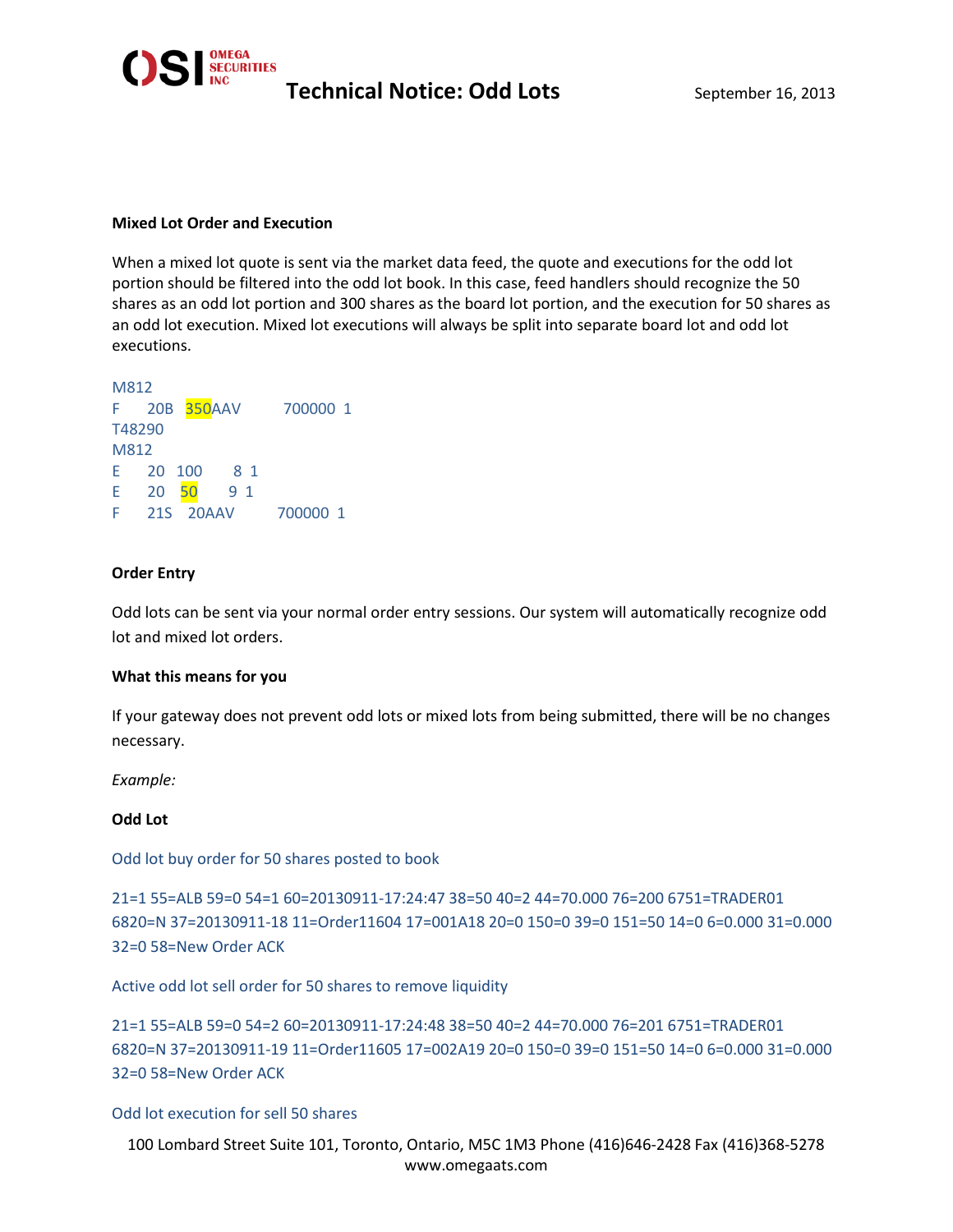**Mixed Lot Order and Execution**

When a mixed lot quote is sent via the market data feed, the quote and executions for the odd lot portion should be filtered into the odd lot book. In this case, feed handlers should recognize the 50 shares as an odd lot portion and 300 shares as the board lot portion, and the execution for 50 shares as an odd lot execution. Mixed lot executions will always be split into separate board lot and odd lot executions.

```
M812
F     20B   350AAV        700000  1
T48290
M812
E     20   100       8  1
E     20   50      9  1
F     21S   20AAV        700000  1
```

**Order Entry**

Odd lots can be sent via your normal order entry sessions. Our system will automatically recognize odd lot and mixed lot orders.

**What this means for you**

If your gateway does not prevent odd lots or mixed lots from being submitted, there will be no changes necessary.

*Example:*

**Odd Lot**

Odd lot buy order for 50 shares posted to book

```
21=1 55=ALB 59=0 54=1 60=20130911-17:24:47 38=50 40=2 44=70.000 76=200 6751=TRADER01
6820=N 37=20130911-18 11=Order11604 17=001A18 20=0 150=0 39=0 151=50 14=0 6=0.000 31=0.000
32=0 58=New Order ACK
```

Active odd lot sell order for 50 shares to remove liquidity

```
21=1 55=ALB 59=0 54=2 60=20130911-17:24:48 38=50 40=2 44=70.000 76=201 6751=TRADER01
6820=N 37=20130911-19 11=Order11605 17=002A19 20=0 150=0 39=0 151=50 14=0 6=0.000 31=0.000
32=0 58=New Order ACK
```

Odd lot execution for sell 50 shares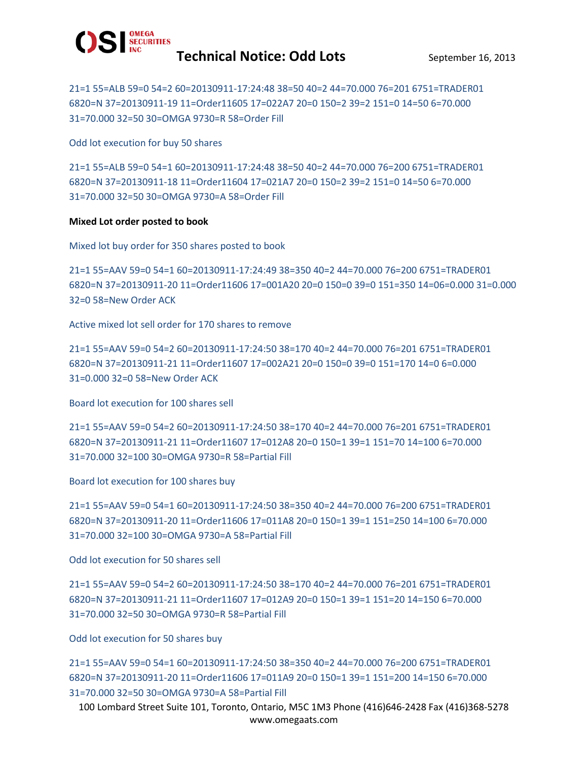21=1 55=ALB 59=0 54=2 60=20130911-17:24:48 38=50 40=2 44=70.000 76=201 6751=TRADER01 6820=N 37=20130911-19 11=Order11605 17=022A7 20=0 150=2 39=2 151=0 14=50 6=70.000 31=70.000 32=50 30=OMGA 9730=R 58=Order Fill

Odd lot execution for buy 50 shares

21=1 55=ALB 59=0 54=1 60=20130911-17:24:48 38=50 40=2 44=70.000 76=200 6751=TRADER01 6820=N 37=20130911-18 11=Order11604 17=021A7 20=0 150=2 39=2 151=0 14=50 6=70.000 31=70.000 32=50 30=OMGA 9730=A 58=Order Fill

**Mixed Lot order posted to book**

Mixed lot buy order for 350 shares posted to book

21=1 55=AAV 59=0 54=1 60=20130911-17:24:49 38=350 40=2 44=70.000 76=200 6751=TRADER01 6820=N 37=20130911-20 11=Order11606 17=001A20 20=0 150=0 39=0 151=350 14=06=0.000 31=0.000 32=0 58=New Order ACK

Active mixed lot sell order for 170 shares to remove

21=1 55=AAV 59=0 54=2 60=20130911-17:24:50 38=170 40=2 44=70.000 76=201 6751=TRADER01 6820=N 37=20130911-21 11=Order11607 17=002A21 20=0 150=0 39=0 151=170 14=0 6=0.000 31=0.000 32=0 58=New Order ACK

Board lot execution for 100 shares sell

21=1 55=AAV 59=0 54=2 60=20130911-17:24:50 38=170 40=2 44=70.000 76=201 6751=TRADER01 6820=N 37=20130911-21 11=Order11607 17=012A8 20=0 150=1 39=1 151=70 14=100 6=70.000 31=70.000 32=100 30=OMGA 9730=R 58=Partial Fill

Board lot execution for 100 shares buy

21=1 55=AAV 59=0 54=1 60=20130911-17:24:50 38=350 40=2 44=70.000 76=200 6751=TRADER01 6820=N 37=20130911-20 11=Order11606 17=011A8 20=0 150=1 39=1 151=250 14=100 6=70.000 31=70.000 32=100 30=OMGA 9730=A 58=Partial Fill

Odd lot execution for 50 shares sell

21=1 55=AAV 59=0 54=2 60=20130911-17:24:50 38=170 40=2 44=70.000 76=201 6751=TRADER01 6820=N 37=20130911-21 11=Order11607 17=012A9 20=0 150=1 39=1 151=20 14=150 6=70.000 31=70.000 32=50 30=OMGA 9730=R 58=Partial Fill

Odd lot execution for 50 shares buy

21=1 55=AAV 59=0 54=1 60=20130911-17:24:50 38=350 40=2 44=70.000 76=200 6751=TRADER01 6820=N 37=20130911-20 11=Order11606 17=011A9 20=0 150=1 39=1 151=200 14=150 6=70.000 31=70.000 32=50 30=OMGA 9730=A 58=Partial Fill